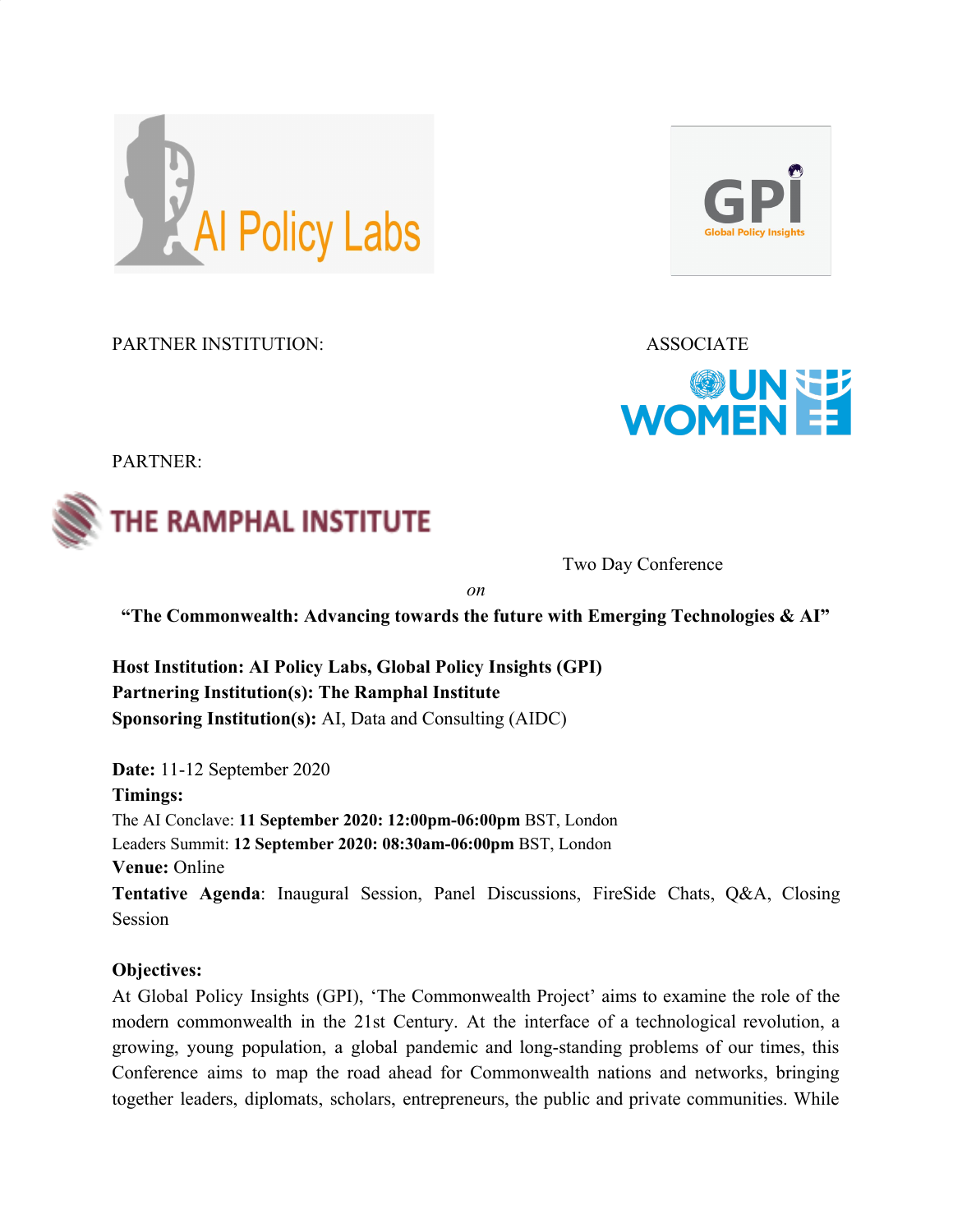AI Policy Labs

GPI Global Policy Insights

PARTNER INSTITUTION:

ASSOCIATE

UN WOMEN

PARTNER:

THE RAMPHAL INSTITUTE

Two Day Conference

*on*

**"The Commonwealth: Advancing towards the future with Emerging Technologies & AI"**

**Host Institution: AI Policy Labs, Global Policy Insights (GPI)**
**Partnering Institution(s): The Ramphal Institute**
**Sponsoring Institution(s):** AI, Data and Consulting (AIDC)

**Date:** 11-12 September 2020
**Timings:**
The AI Conclave: **11 September 2020: 12:00pm-06:00pm** BST, London
Leaders Summit: **12 September 2020: 08:30am-06:00pm** BST, London
**Venue:** Online
**Tentative Agenda**: Inaugural Session, Panel Discussions, FireSide Chats, Q&A, Closing Session

**Objectives:**

At Global Policy Insights (GPI), 'The Commonwealth Project' aims to examine the role of the modern commonwealth in the 21st Century. At the interface of a technological revolution, a growing, young population, a global pandemic and long-standing problems of our times, this Conference aims to map the road ahead for Commonwealth nations and networks, bringing together leaders, diplomats, scholars, entrepreneurs, the public and private communities. While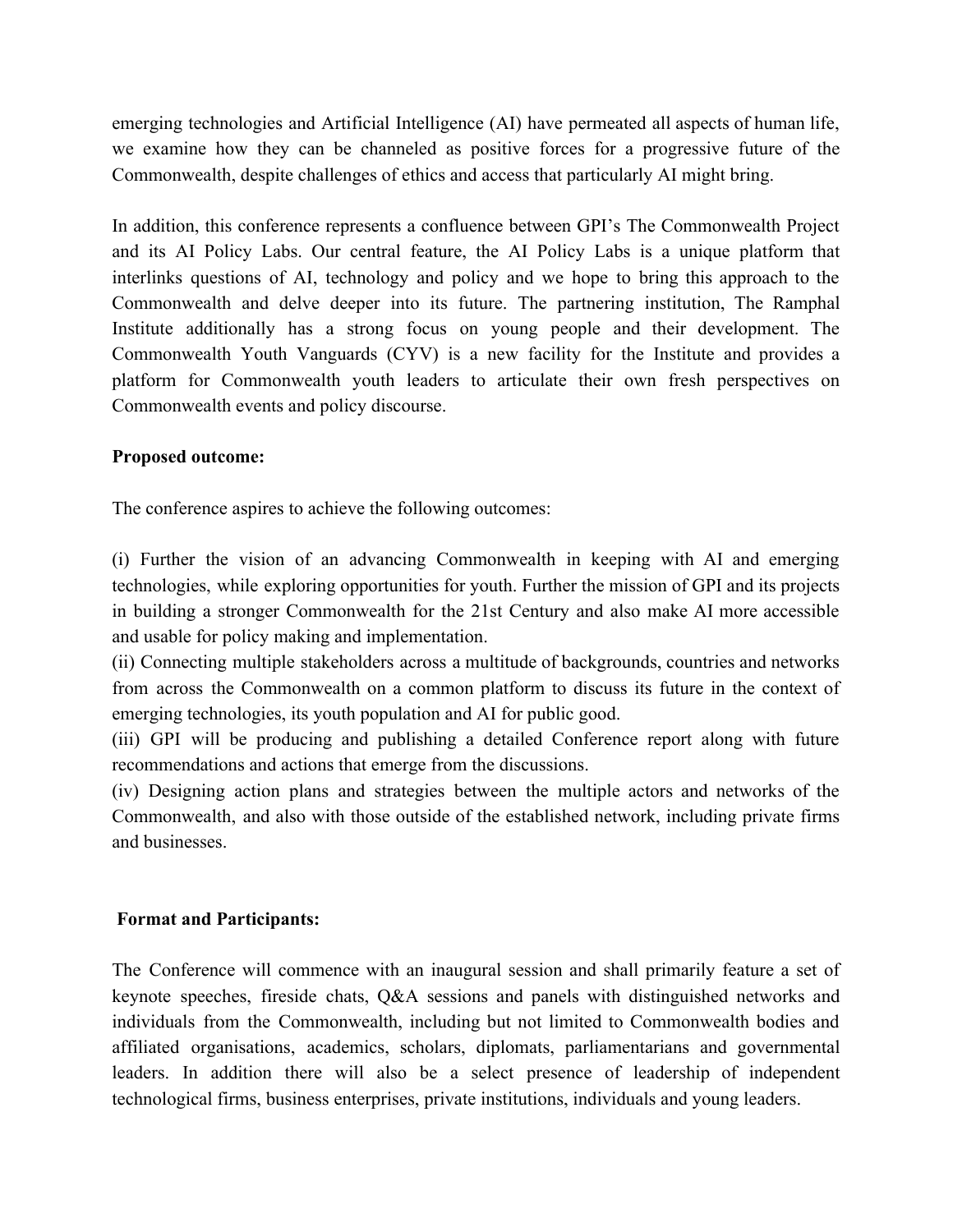emerging technologies and Artificial Intelligence (AI) have permeated all aspects of human life, we examine how they can be channeled as positive forces for a progressive future of the Commonwealth, despite challenges of ethics and access that particularly AI might bring.

In addition, this conference represents a confluence between GPI's The Commonwealth Project and its AI Policy Labs. Our central feature, the AI Policy Labs is a unique platform that interlinks questions of AI, technology and policy and we hope to bring this approach to the Commonwealth and delve deeper into its future. The partnering institution, The Ramphal Institute additionally has a strong focus on young people and their development. The Commonwealth Youth Vanguards (CYV) is a new facility for the Institute and provides a platform for Commonwealth youth leaders to articulate their own fresh perspectives on Commonwealth events and policy discourse.

**Proposed outcome:**

The conference aspires to achieve the following outcomes:

(i) Further the vision of an advancing Commonwealth in keeping with AI and emerging technologies, while exploring opportunities for youth. Further the mission of GPI and its projects in building a stronger Commonwealth for the 21st Century and also make AI more accessible and usable for policy making and implementation.
(ii) Connecting multiple stakeholders across a multitude of backgrounds, countries and networks from across the Commonwealth on a common platform to discuss its future in the context of emerging technologies, its youth population and AI for public good.
(iii) GPI will be producing and publishing a detailed Conference report along with future recommendations and actions that emerge from the discussions.
(iv) Designing action plans and strategies between the multiple actors and networks of the Commonwealth, and also with those outside of the established network, including private firms and businesses.

**Format and Participants:**

The Conference will commence with an inaugural session and shall primarily feature a set of keynote speeches, fireside chats, Q&A sessions and panels with distinguished networks and individuals from the Commonwealth, including but not limited to Commonwealth bodies and affiliated organisations, academics, scholars, diplomats, parliamentarians and governmental leaders. In addition there will also be a select presence of leadership of independent technological firms, business enterprises, private institutions, individuals and young leaders.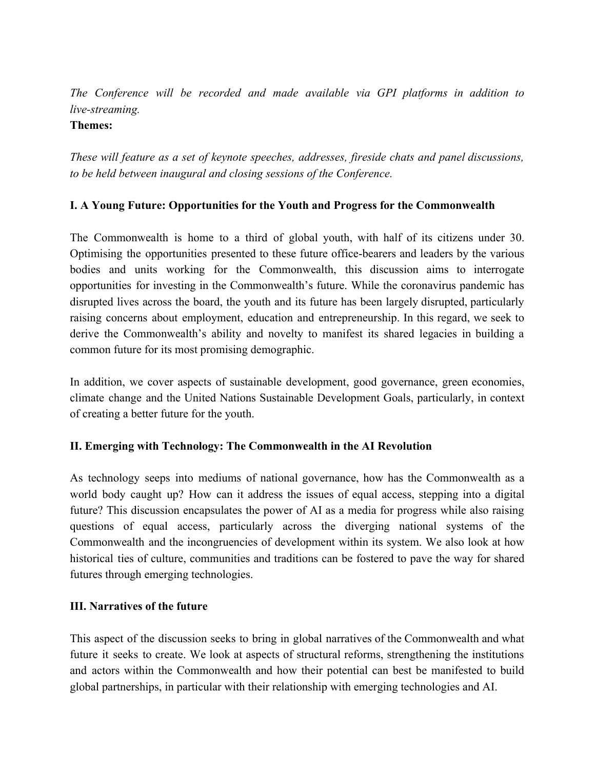*The Conference will be recorded and made available via GPI platforms in addition to live-streaming.*

**Themes:**

*These will feature as a set of keynote speeches, addresses, fireside chats and panel discussions, to be held between inaugural and closing sessions of the Conference.*

**I. A Young Future: Opportunities for the Youth and Progress for the Commonwealth**

The Commonwealth is home to a third of global youth, with half of its citizens under 30. Optimising the opportunities presented to these future office-bearers and leaders by the various bodies and units working for the Commonwealth, this discussion aims to interrogate opportunities for investing in the Commonwealth's future. While the coronavirus pandemic has disrupted lives across the board, the youth and its future has been largely disrupted, particularly raising concerns about employment, education and entrepreneurship. In this regard, we seek to derive the Commonwealth's ability and novelty to manifest its shared legacies in building a common future for its most promising demographic.

In addition, we cover aspects of sustainable development, good governance, green economies, climate change and the United Nations Sustainable Development Goals, particularly, in context of creating a better future for the youth.

**II. Emerging with Technology: The Commonwealth in the AI Revolution**

As technology seeps into mediums of national governance, how has the Commonwealth as a world body caught up? How can it address the issues of equal access, stepping into a digital future? This discussion encapsulates the power of AI as a media for progress while also raising questions of equal access, particularly across the diverging national systems of the Commonwealth and the incongruencies of development within its system. We also look at how historical ties of culture, communities and traditions can be fostered to pave the way for shared futures through emerging technologies.

**III. Narratives of the future**

This aspect of the discussion seeks to bring in global narratives of the Commonwealth and what future it seeks to create. We look at aspects of structural reforms, strengthening the institutions and actors within the Commonwealth and how their potential can best be manifested to build global partnerships, in particular with their relationship with emerging technologies and AI.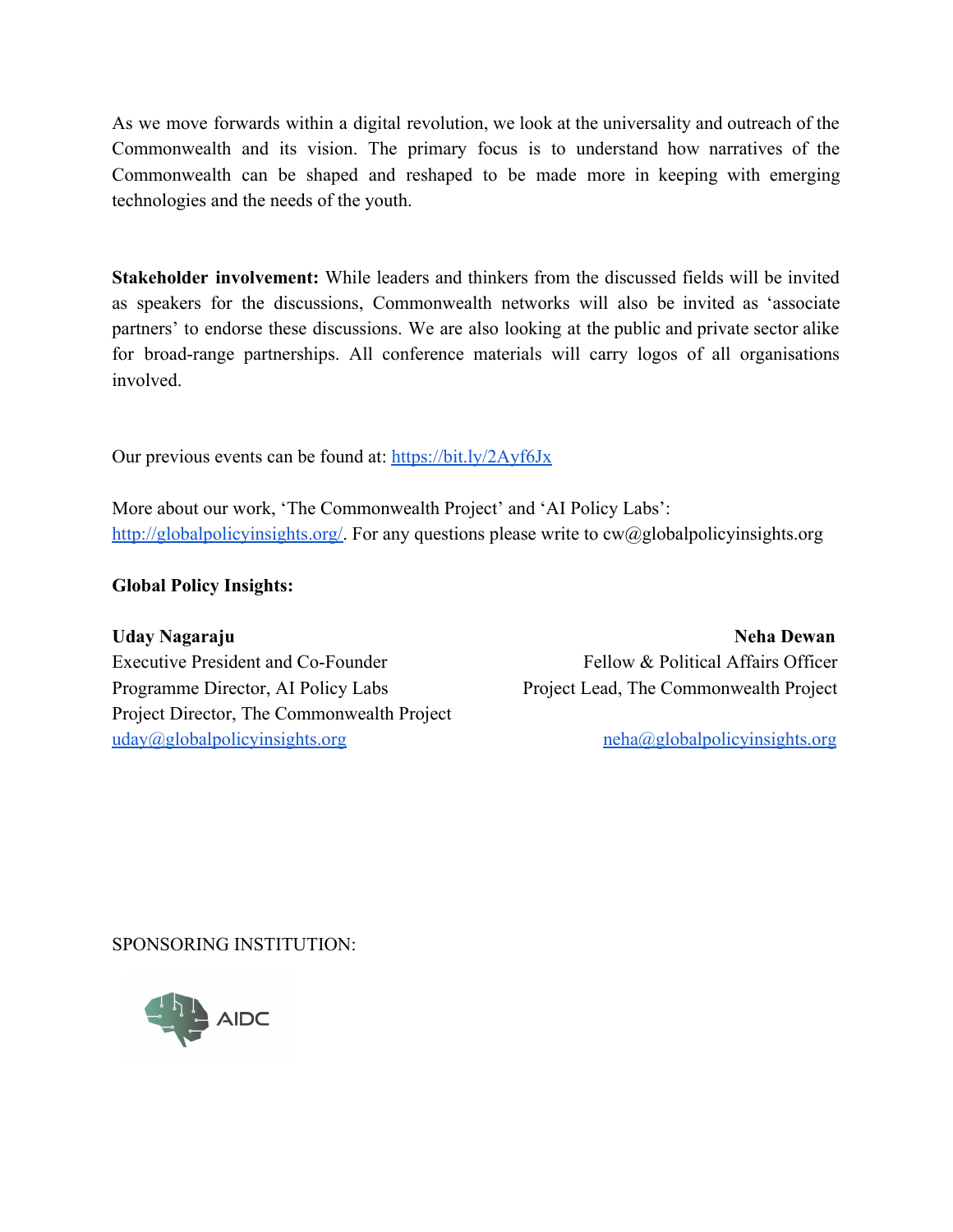As we move forwards within a digital revolution, we look at the universality and outreach of the Commonwealth and its vision. The primary focus is to understand how narratives of the Commonwealth can be shaped and reshaped to be made more in keeping with emerging technologies and the needs of the youth.

**Stakeholder involvement:** While leaders and thinkers from the discussed fields will be invited as speakers for the discussions, Commonwealth networks will also be invited as 'associate partners' to endorse these discussions. We are also looking at the public and private sector alike for broad-range partnerships. All conference materials will carry logos of all organisations involved.

Our previous events can be found at: https://bit.ly/2Ayf6Jx

More about our work, 'The Commonwealth Project' and 'AI Policy Labs': http://globalpolicyinsights.org/. For any questions please write to cw@globalpolicyinsights.org

**Global Policy Insights:**

**Uday Nagaraju**
Executive President and Co-Founder
Programme Director, AI Policy Labs
Project Director, The Commonwealth Project
uday@globalpolicyinsights.org

**Neha Dewan**
Fellow & Political Affairs Officer
Project Lead, The Commonwealth Project
neha@globalpolicyinsights.org

SPONSORING INSTITUTION:

AIDC